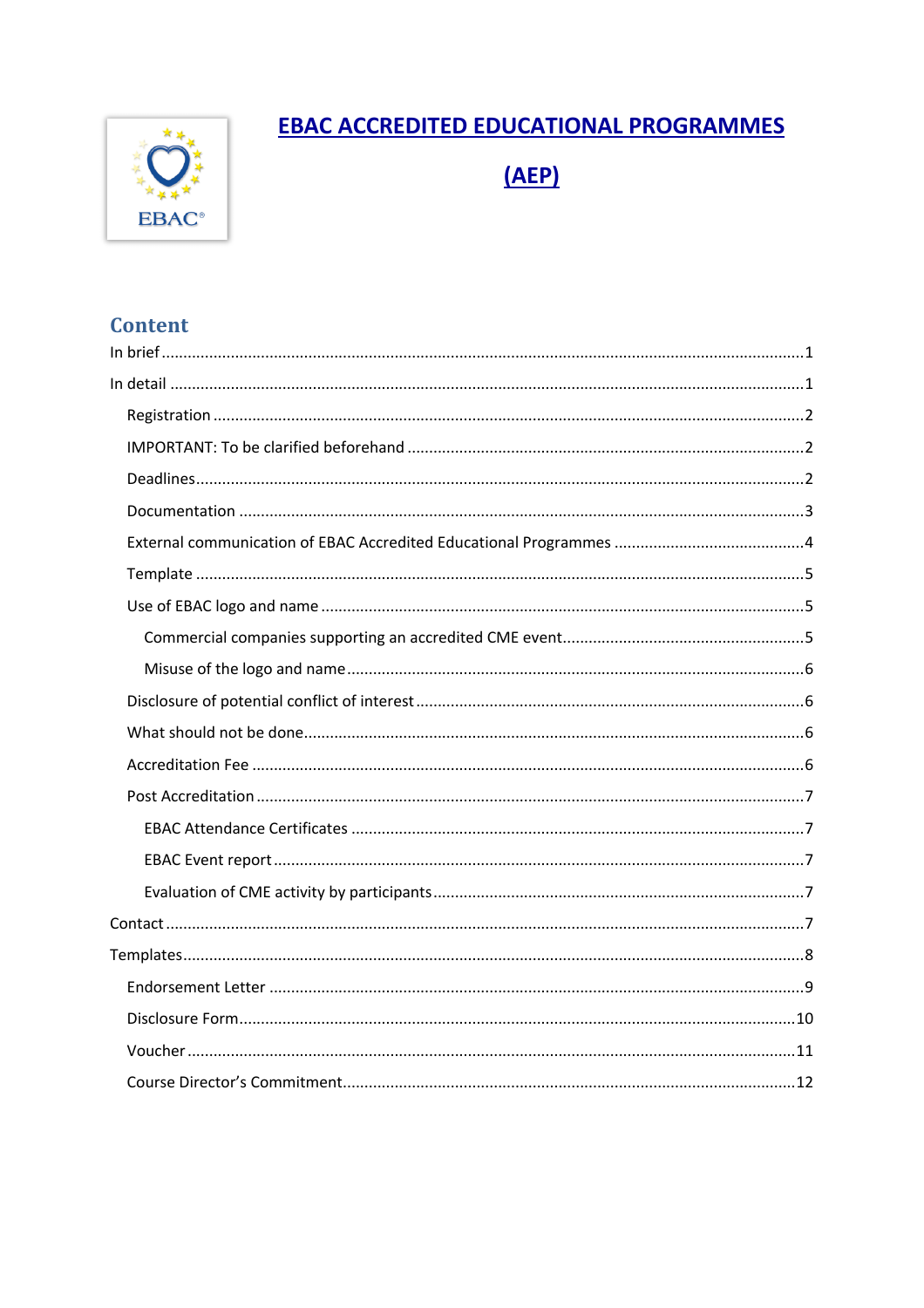# EBAC ACCREDITED EDUCATIONAL PROGRAMMES

# (AEP)

## Content

- In brief ....1
- In detail ....1
  - Registration ....2
  - IMPORTANT: To be clarified beforehand ....2
  - Deadlines ....2
  - Documentation ....3
  - External communication of EBAC Accredited Educational Programmes ....4
  - Template ....5
  - Use of EBAC logo and name ....5
    - Commercial companies supporting an accredited CME event ....5
    - Misuse of the logo and name ....6
  - Disclosure of potential conflict of interest ....6
  - What should not be done ....6
  - Accreditation Fee ....6
  - Post Accreditation ....7
    - EBAC Attendance Certificates ....7
    - EBAC Event report ....7
    - Evaluation of CME activity by participants ....7
- Contact ....7
- Templates ....8
  - Endorsement Letter ....9
  - Disclosure Form ....10
  - Voucher ....11
  - Course Director's Commitment ....12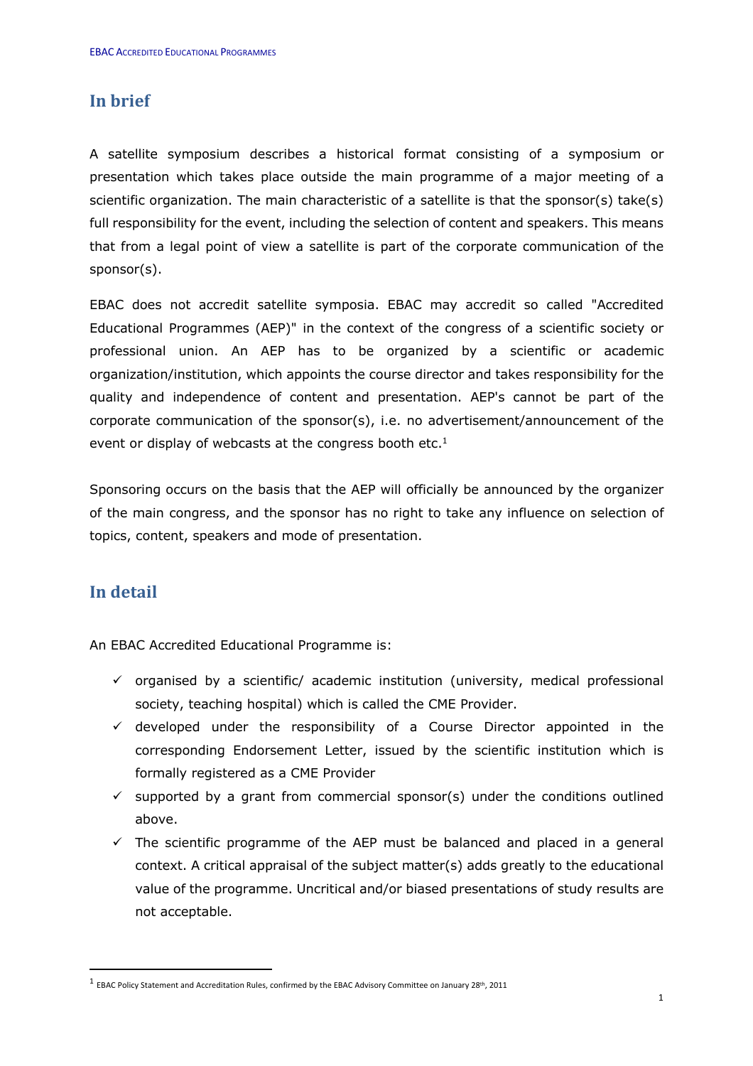## In brief

A satellite symposium describes a historical format consisting of a symposium or presentation which takes place outside the main programme of a major meeting of a scientific organization. The main characteristic of a satellite is that the sponsor(s) take(s) full responsibility for the event, including the selection of content and speakers. This means that from a legal point of view a satellite is part of the corporate communication of the sponsor(s).

EBAC does not accredit satellite symposia. EBAC may accredit so called "Accredited Educational Programmes (AEP)" in the context of the congress of a scientific society or professional union. An AEP has to be organized by a scientific or academic organization/institution, which appoints the course director and takes responsibility for the quality and independence of content and presentation. AEP's cannot be part of the corporate communication of the sponsor(s), i.e. no advertisement/announcement of the event or display of webcasts at the congress booth etc.[1]

Sponsoring occurs on the basis that the AEP will officially be announced by the organizer of the main congress, and the sponsor has no right to take any influence on selection of topics, content, speakers and mode of presentation.

## In detail

An EBAC Accredited Educational Programme is:

- ✓ organised by a scientific/ academic institution (university, medical professional society, teaching hospital) which is called the CME Provider.
- ✓ developed under the responsibility of a Course Director appointed in the corresponding Endorsement Letter, issued by the scientific institution which is formally registered as a CME Provider
- ✓ supported by a grant from commercial sponsor(s) under the conditions outlined above.
- ✓ The scientific programme of the AEP must be balanced and placed in a general context. A critical appraisal of the subject matter(s) adds greatly to the educational value of the programme. Uncritical and/or biased presentations of study results are not acceptable.

---

[1] EBAC Policy Statement and Accreditation Rules, confirmed by the EBAC Advisory Committee on January 28th, 2011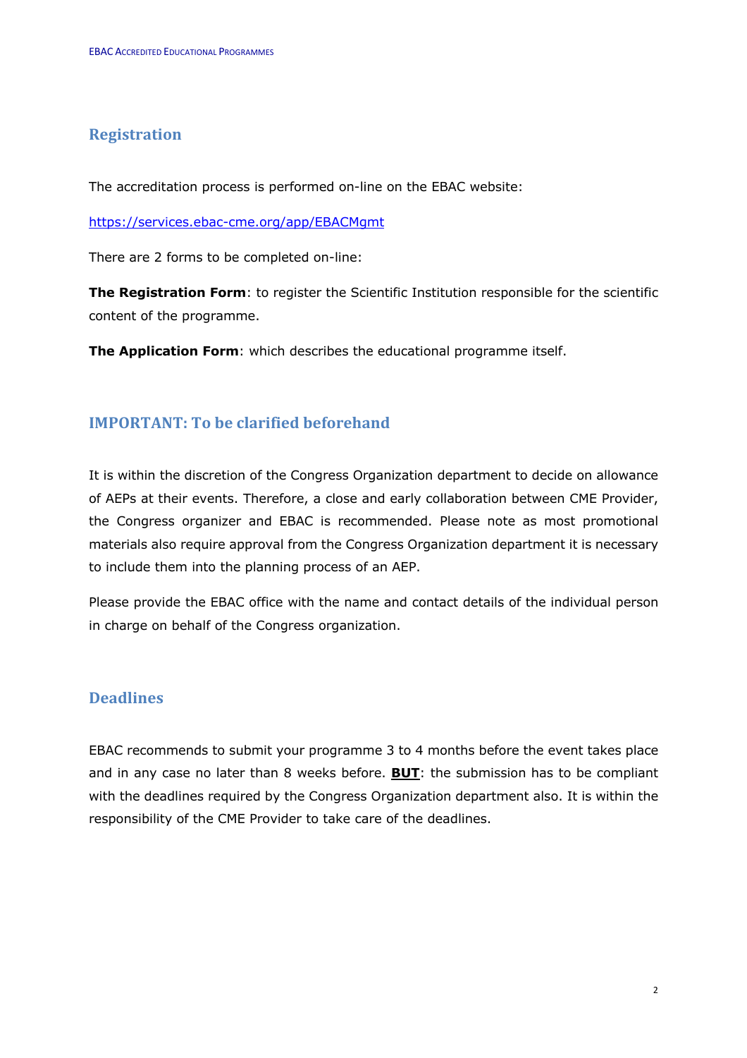## Registration

The accreditation process is performed on-line on the EBAC website:

https://services.ebac-cme.org/app/EBACMgmt

There are 2 forms to be completed on-line:

**The Registration Form**: to register the Scientific Institution responsible for the scientific content of the programme.

**The Application Form**: which describes the educational programme itself.

## IMPORTANT: To be clarified beforehand

It is within the discretion of the Congress Organization department to decide on allowance of AEPs at their events. Therefore, a close and early collaboration between CME Provider, the Congress organizer and EBAC is recommended. Please note as most promotional materials also require approval from the Congress Organization department it is necessary to include them into the planning process of an AEP.

Please provide the EBAC office with the name and contact details of the individual person in charge on behalf of the Congress organization.

## Deadlines

EBAC recommends to submit your programme 3 to 4 months before the event takes place and in any case no later than 8 weeks before. **BUT**: the submission has to be compliant with the deadlines required by the Congress Organization department also. It is within the responsibility of the CME Provider to take care of the deadlines.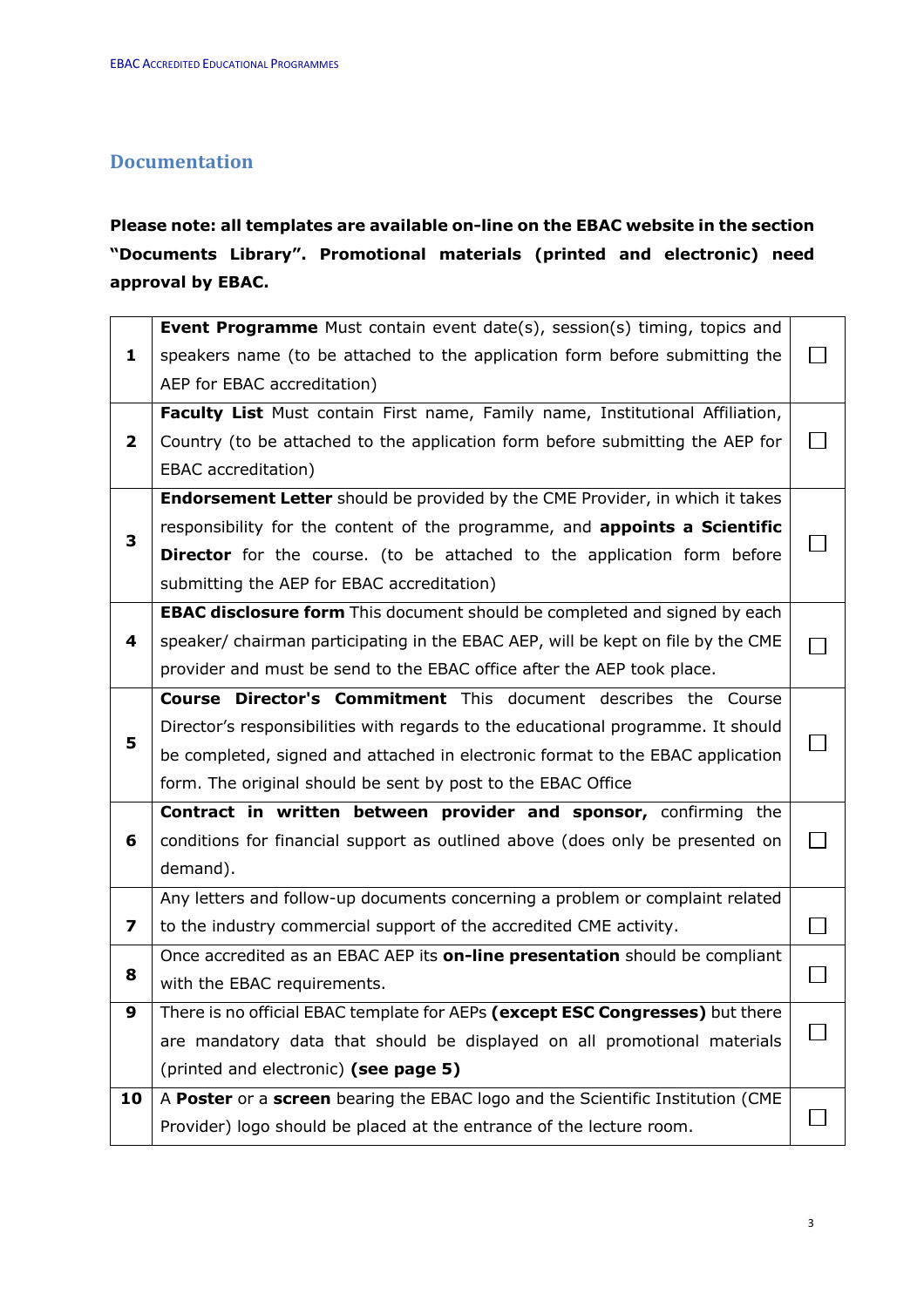## Documentation

**Please note: all templates are available on-line on the EBAC website in the section "Documents Library". Promotional materials (printed and electronic) need approval by EBAC.**

| | | |
|---|---|---|
| **1** | **Event Programme** Must contain event date(s), session(s) timing, topics and speakers name (to be attached to the application form before submitting the AEP for EBAC accreditation) | ☐ |
| **2** | **Faculty List** Must contain First name, Family name, Institutional Affiliation, Country (to be attached to the application form before submitting the AEP for EBAC accreditation) | ☐ |
| **3** | **Endorsement Letter** should be provided by the CME Provider, in which it takes responsibility for the content of the programme, and **appoints a Scientific Director** for the course. (to be attached to the application form before submitting the AEP for EBAC accreditation) | ☐ |
| **4** | **EBAC disclosure form** This document should be completed and signed by each speaker/ chairman participating in the EBAC AEP, will be kept on file by the CME provider and must be send to the EBAC office after the AEP took place. | ☐ |
| **5** | **Course Director's Commitment** This document describes the Course Director's responsibilities with regards to the educational programme. It should be completed, signed and attached in electronic format to the EBAC application form. The original should be sent by post to the EBAC Office | ☐ |
| **6** | **Contract in written between provider and sponsor,** confirming the conditions for financial support as outlined above (does only be presented on demand). | ☐ |
| **7** | Any letters and follow-up documents concerning a problem or complaint related to the industry commercial support of the accredited CME activity. | ☐ |
| **8** | Once accredited as an EBAC AEP its **on-line presentation** should be compliant with the EBAC requirements. | ☐ |
| **9** | There is no official EBAC template for AEPs **(except ESC Congresses)** but there are mandatory data that should be displayed on all promotional materials (printed and electronic) **(see page 5)** | ☐ |
| **10** | A **Poster** or a **screen** bearing the EBAC logo and the Scientific Institution (CME Provider) logo should be placed at the entrance of the lecture room. | ☐ |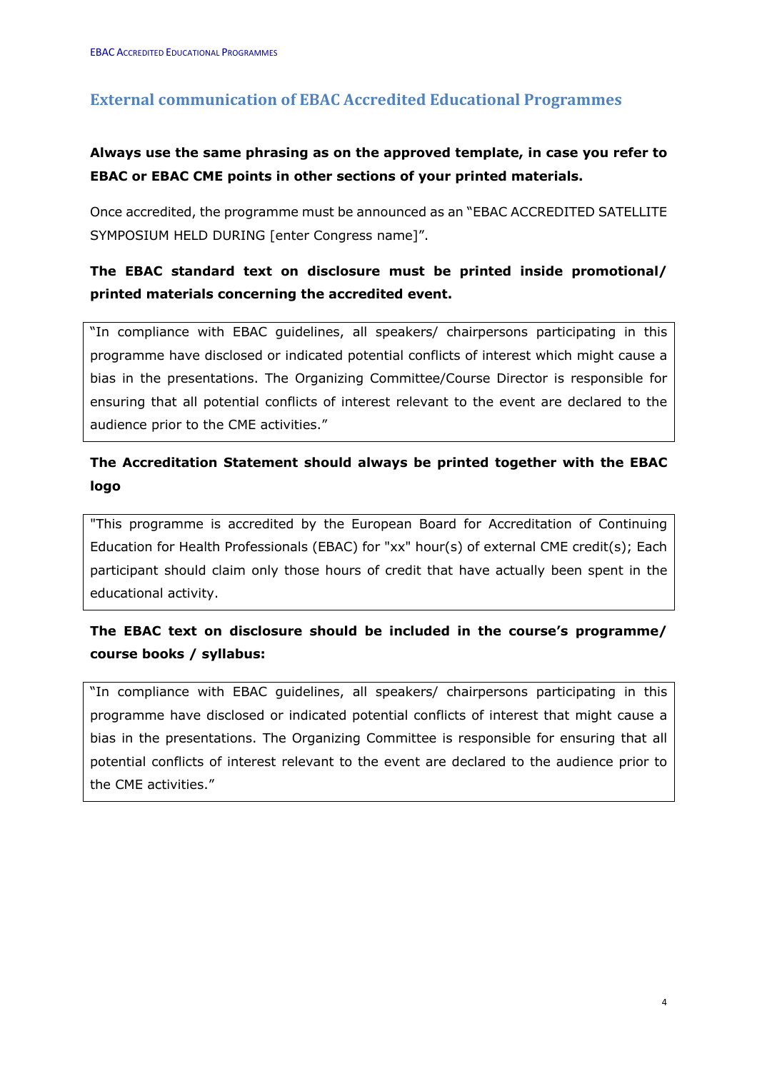## External communication of EBAC Accredited Educational Programmes

**Always use the same phrasing as on the approved template, in case you refer to EBAC or EBAC CME points in other sections of your printed materials.**

Once accredited, the programme must be announced as an "EBAC ACCREDITED SATELLITE SYMPOSIUM HELD DURING [enter Congress name]".

**The EBAC standard text on disclosure must be printed inside promotional/ printed materials concerning the accredited event.**

> "In compliance with EBAC guidelines, all speakers/ chairpersons participating in this programme have disclosed or indicated potential conflicts of interest which might cause a bias in the presentations. The Organizing Committee/Course Director is responsible for ensuring that all potential conflicts of interest relevant to the event are declared to the audience prior to the CME activities."

**The Accreditation Statement should always be printed together with the EBAC logo**

> "This programme is accredited by the European Board for Accreditation of Continuing Education for Health Professionals (EBAC) for "xx" hour(s) of external CME credit(s); Each participant should claim only those hours of credit that have actually been spent in the educational activity.

**The EBAC text on disclosure should be included in the course's programme/ course books / syllabus:**

> "In compliance with EBAC guidelines, all speakers/ chairpersons participating in this programme have disclosed or indicated potential conflicts of interest that might cause a bias in the presentations. The Organizing Committee is responsible for ensuring that all potential conflicts of interest relevant to the event are declared to the audience prior to the CME activities."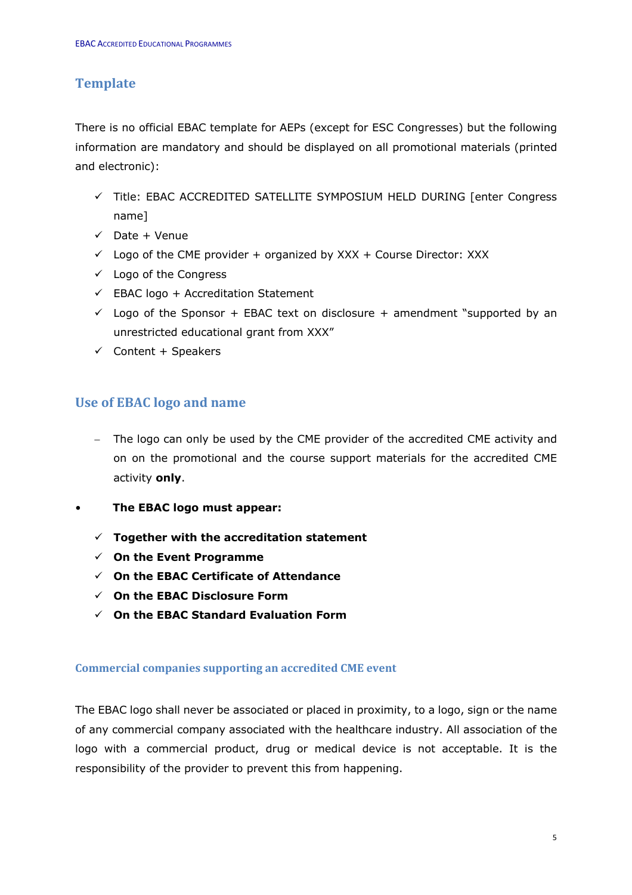## Template

There is no official EBAC template for AEPs (except for ESC Congresses) but the following information are mandatory and should be displayed on all promotional materials (printed and electronic):

- ✓ Title: EBAC ACCREDITED SATELLITE SYMPOSIUM HELD DURING [enter Congress name]
- ✓ Date + Venue
- ✓ Logo of the CME provider + organized by XXX + Course Director: XXX
- ✓ Logo of the Congress
- ✓ EBAC logo + Accreditation Statement
- ✓ Logo of the Sponsor + EBAC text on disclosure + amendment "supported by an unrestricted educational grant from XXX"
- ✓ Content + Speakers

## Use of EBAC logo and name

- The logo can only be used by the CME provider of the accredited CME activity and on on the promotional and the course support materials for the accredited CME activity **only**.

- **The EBAC logo must appear:**
  - ✓ **Together with the accreditation statement**
  - ✓ **On the Event Programme**
  - ✓ **On the EBAC Certificate of Attendance**
  - ✓ **On the EBAC Disclosure Form**
  - ✓ **On the EBAC Standard Evaluation Form**

### Commercial companies supporting an accredited CME event

The EBAC logo shall never be associated or placed in proximity, to a logo, sign or the name of any commercial company associated with the healthcare industry. All association of the logo with a commercial product, drug or medical device is not acceptable. It is the responsibility of the provider to prevent this from happening.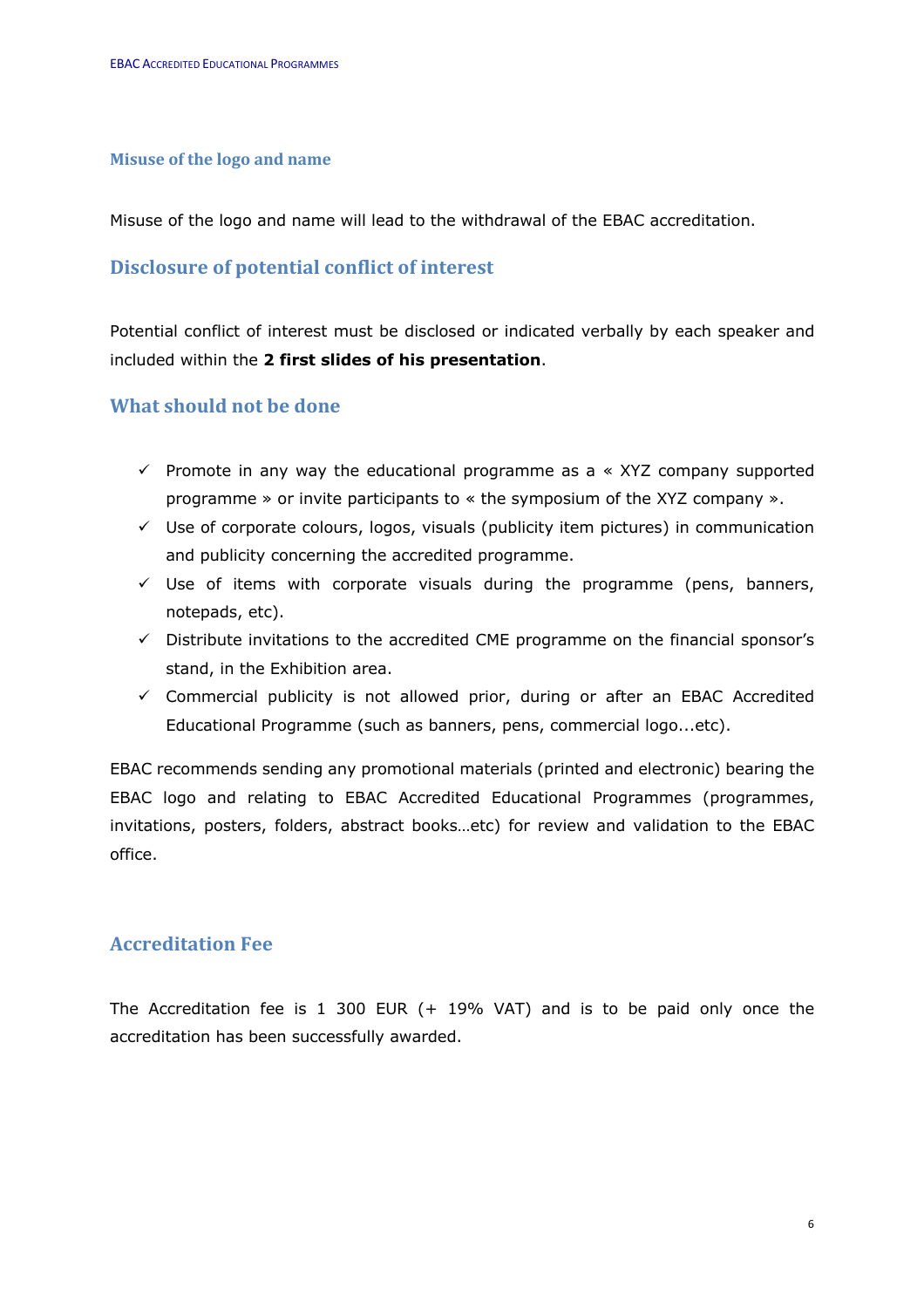### Misuse of the logo and name

Misuse of the logo and name will lead to the withdrawal of the EBAC accreditation.

## Disclosure of potential conflict of interest

Potential conflict of interest must be disclosed or indicated verbally by each speaker and included within the **2 first slides of his presentation**.

## What should not be done

- ✓ Promote in any way the educational programme as a « XYZ company supported programme » or invite participants to « the symposium of the XYZ company ».
- ✓ Use of corporate colours, logos, visuals (publicity item pictures) in communication and publicity concerning the accredited programme.
- ✓ Use of items with corporate visuals during the programme (pens, banners, notepads, etc).
- ✓ Distribute invitations to the accredited CME programme on the financial sponsor's stand, in the Exhibition area.
- ✓ Commercial publicity is not allowed prior, during or after an EBAC Accredited Educational Programme (such as banners, pens, commercial logo...etc).

EBAC recommends sending any promotional materials (printed and electronic) bearing the EBAC logo and relating to EBAC Accredited Educational Programmes (programmes, invitations, posters, folders, abstract books…etc) for review and validation to the EBAC office.

## Accreditation Fee

The Accreditation fee is 1 300 EUR (+ 19% VAT) and is to be paid only once the accreditation has been successfully awarded.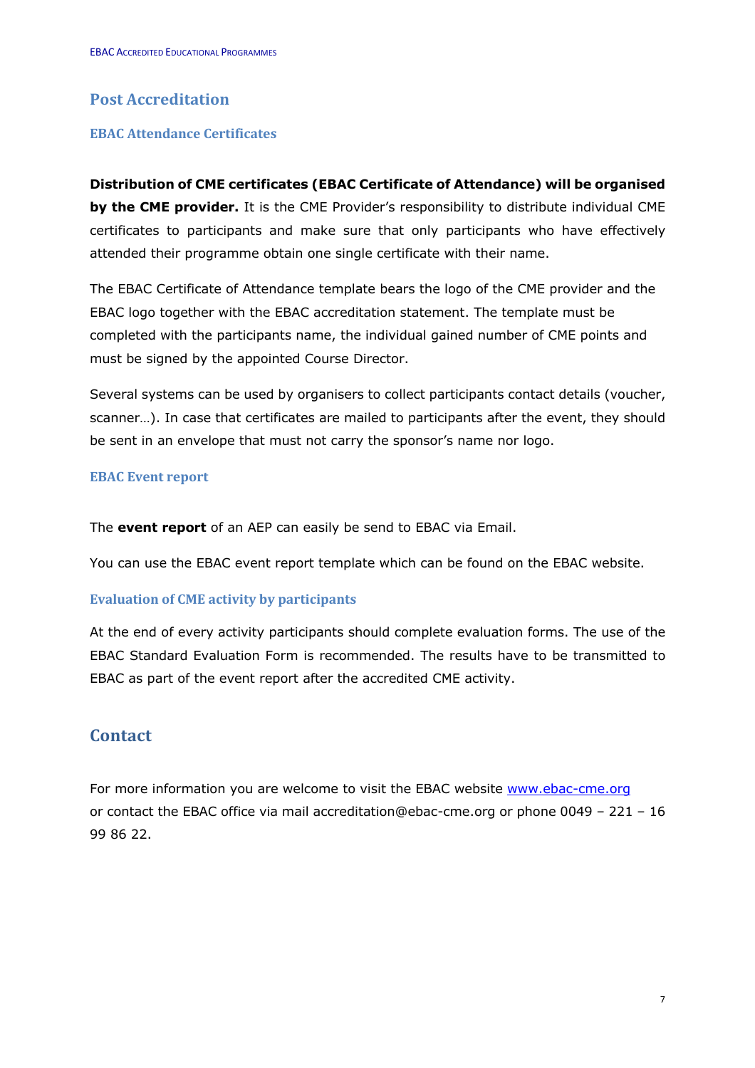## Post Accreditation

### EBAC Attendance Certificates

**Distribution of CME certificates (EBAC Certificate of Attendance) will be organised by the CME provider.** It is the CME Provider's responsibility to distribute individual CME certificates to participants and make sure that only participants who have effectively attended their programme obtain one single certificate with their name.

The EBAC Certificate of Attendance template bears the logo of the CME provider and the EBAC logo together with the EBAC accreditation statement. The template must be completed with the participants name, the individual gained number of CME points and must be signed by the appointed Course Director.

Several systems can be used by organisers to collect participants contact details (voucher, scanner…). In case that certificates are mailed to participants after the event, they should be sent in an envelope that must not carry the sponsor's name nor logo.

### EBAC Event report

The **event report** of an AEP can easily be send to EBAC via Email.

You can use the EBAC event report template which can be found on the EBAC website.

### Evaluation of CME activity by participants

At the end of every activity participants should complete evaluation forms. The use of the EBAC Standard Evaluation Form is recommended. The results have to be transmitted to EBAC as part of the event report after the accredited CME activity.

## Contact

For more information you are welcome to visit the EBAC website [www.ebac-cme.org](http://www.ebac-cme.org)
or contact the EBAC office via mail accreditation@ebac-cme.org or phone 0049 – 221 – 16 99 86 22.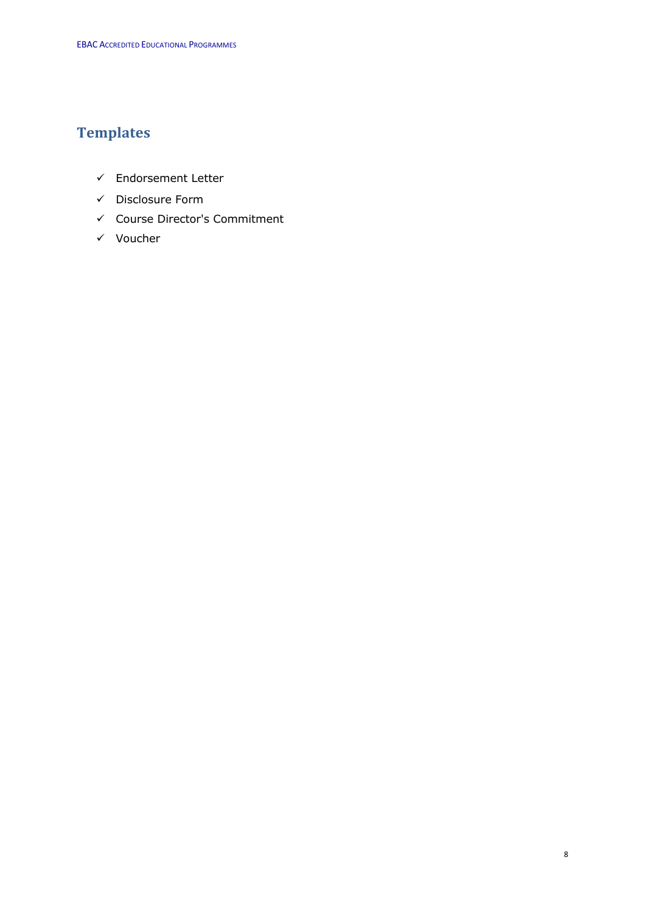## Templates

- ✓ Endorsement Letter
- ✓ Disclosure Form
- ✓ Course Director's Commitment
- ✓ Voucher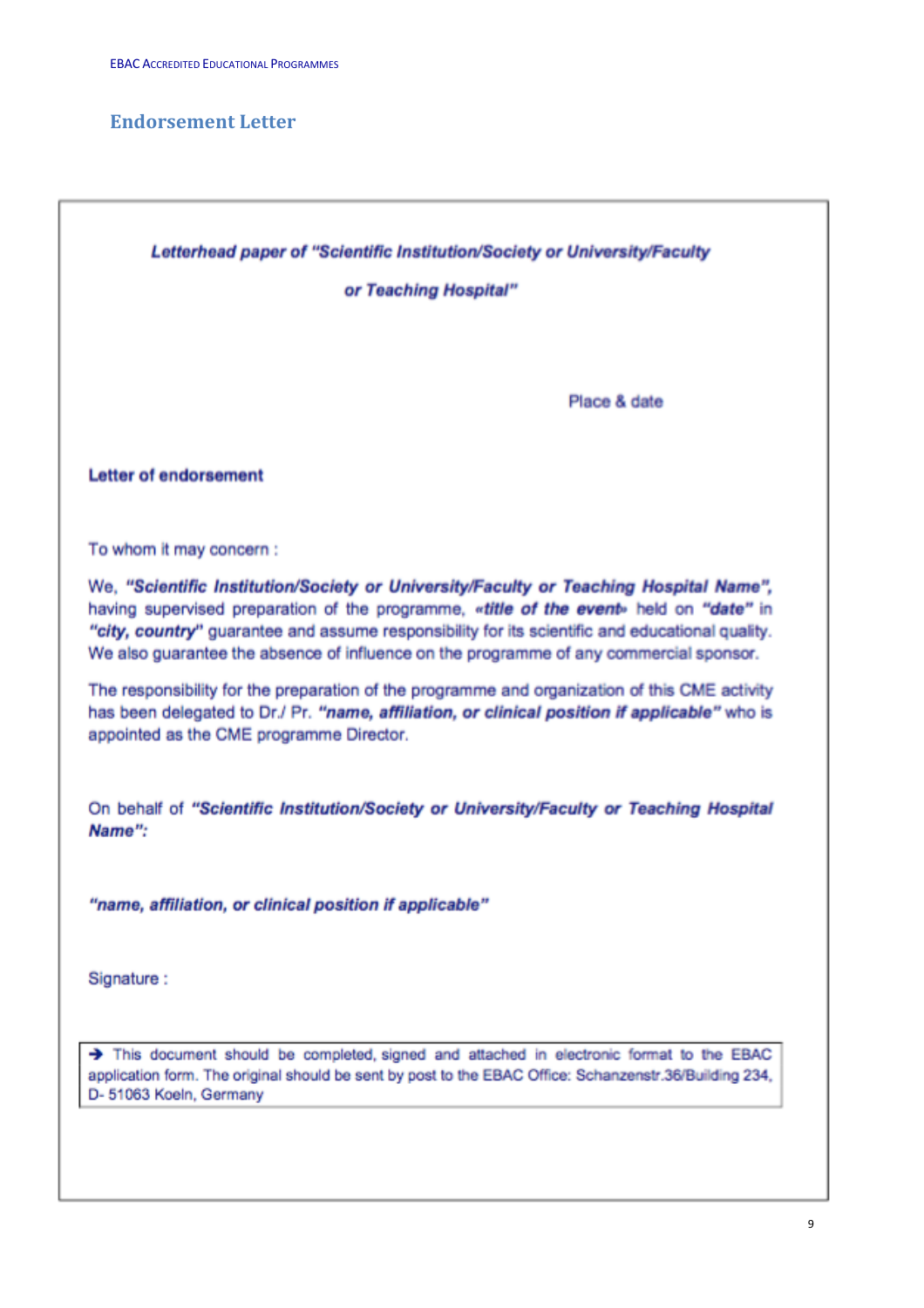## Endorsement Letter

***Letterhead paper of "Scientific Institution/Society or University/Faculty or Teaching Hospital"***

Place & date

**Letter of endorsement**

To whom it may concern :

We, ***"Scientific Institution/Society or University/Faculty or Teaching Hospital Name",*** having supervised preparation of the programme, ***«title of the event»*** held on ***"date"*** in ***"city, country"*** guarantee and assume responsibility for its scientific and educational quality. We also guarantee the absence of influence on the programme of any commercial sponsor.

The responsibility for the preparation of the programme and organization of this CME activity has been delegated to Dr./ Pr. ***"name, affiliation, or clinical position if applicable"*** who is appointed as the CME programme Director.

On behalf of ***"Scientific Institution/Society or University/Faculty or Teaching Hospital Name":***

***"name, affiliation, or clinical position if applicable"***

Signature :

→ This document should be completed, signed and attached in electronic format to the EBAC application form. The original should be sent by post to the EBAC Office: Schanzenstr.36/Building 234, D- 51063 Koeln, Germany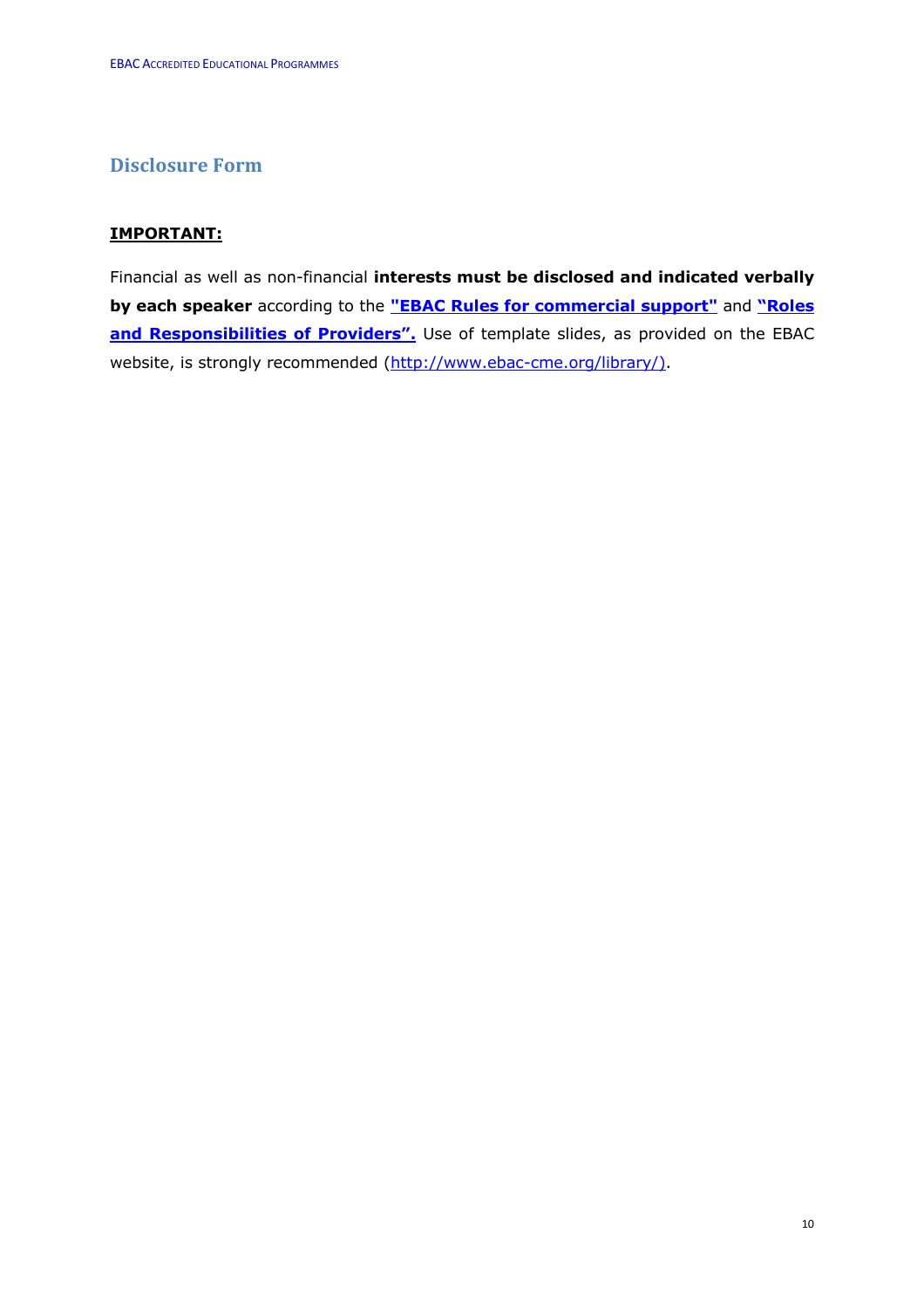## Disclosure Form

**IMPORTANT:**

Financial as well as non-financial **interests must be disclosed and indicated verbally by each speaker** according to the **"EBAC Rules for commercial support"** and **"Roles and Responsibilities of Providers".** Use of template slides, as provided on the EBAC website, is strongly recommended (http://www.ebac-cme.org/library/).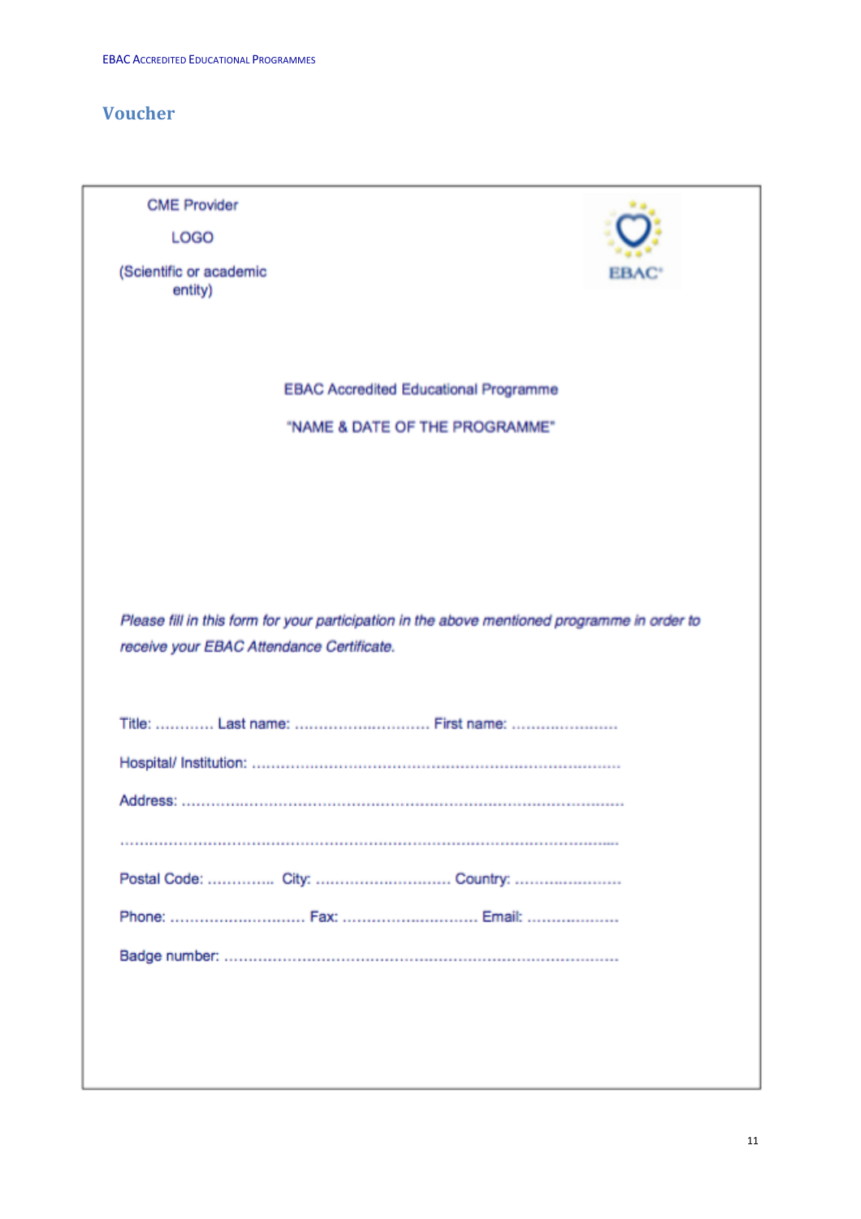## Voucher

CME Provider

LOGO

(Scientific or academic entity)

EBAC®

EBAC Accredited Educational Programme

"NAME & DATE OF THE PROGRAMME"

*Please fill in this form for your participation in the above mentioned programme in order to receive your EBAC Attendance Certificate.*

Title: ………… Last name: ………………………… First name: …………………

Hospital/ Institution: ……………………………………………………………………

Address: ……………………………………………………………………………………

……………………………………………………………………………………………

Postal Code: ………….. City: ………………………… Country: …………………

Phone: ………………………… Fax: ………………………… Email: ………………

Badge number: ……………………………………………………………………………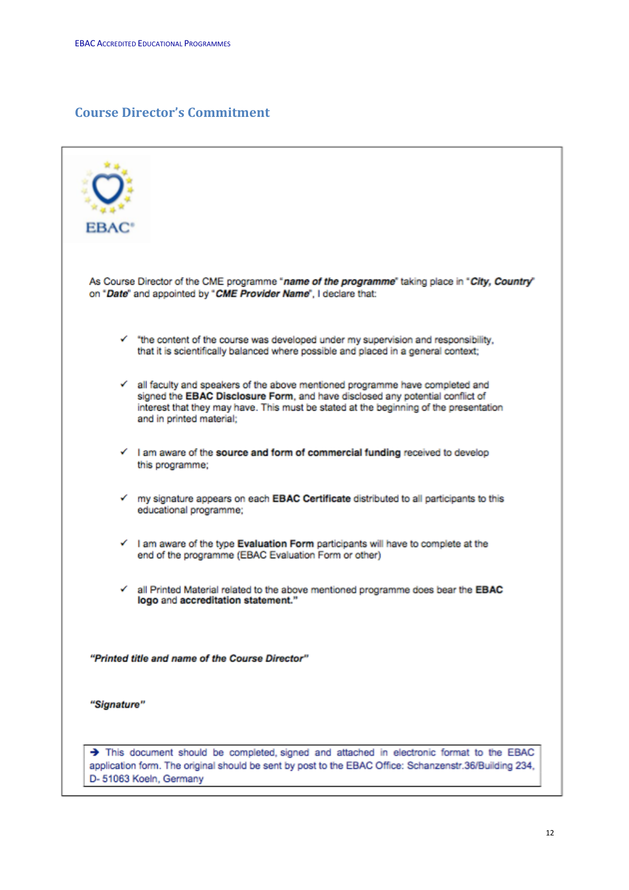## Course Director's Commitment

EBAC®

As Course Director of the CME programme "***name of the programme***" taking place in "***City, Country***" on "***Date***" and appointed by "***CME Provider Name***", I declare that:

- ✓ "the content of the course was developed under my supervision and responsibility, that it is scientifically balanced where possible and placed in a general context;
- ✓ all faculty and speakers of the above mentioned programme have completed and signed the **EBAC Disclosure Form**, and have disclosed any potential conflict of interest that they may have. This must be stated at the beginning of the presentation and in printed material;
- ✓ I am aware of the **source and form of commercial funding** received to develop this programme;
- ✓ my signature appears on each **EBAC Certificate** distributed to all participants to this educational programme;
- ✓ I am aware of the type **Evaluation Form** participants will have to complete at the end of the programme (EBAC Evaluation Form or other)
- ✓ all Printed Material related to the above mentioned programme does bear the **EBAC logo** and **accreditation statement."**

***"Printed title and name of the Course Director"***

***"Signature"***

→ This document should be completed, signed and attached in electronic format to the EBAC application form. The original should be sent by post to the EBAC Office: Schanzenstr.36/Building 234, D- 51063 Koeln, Germany